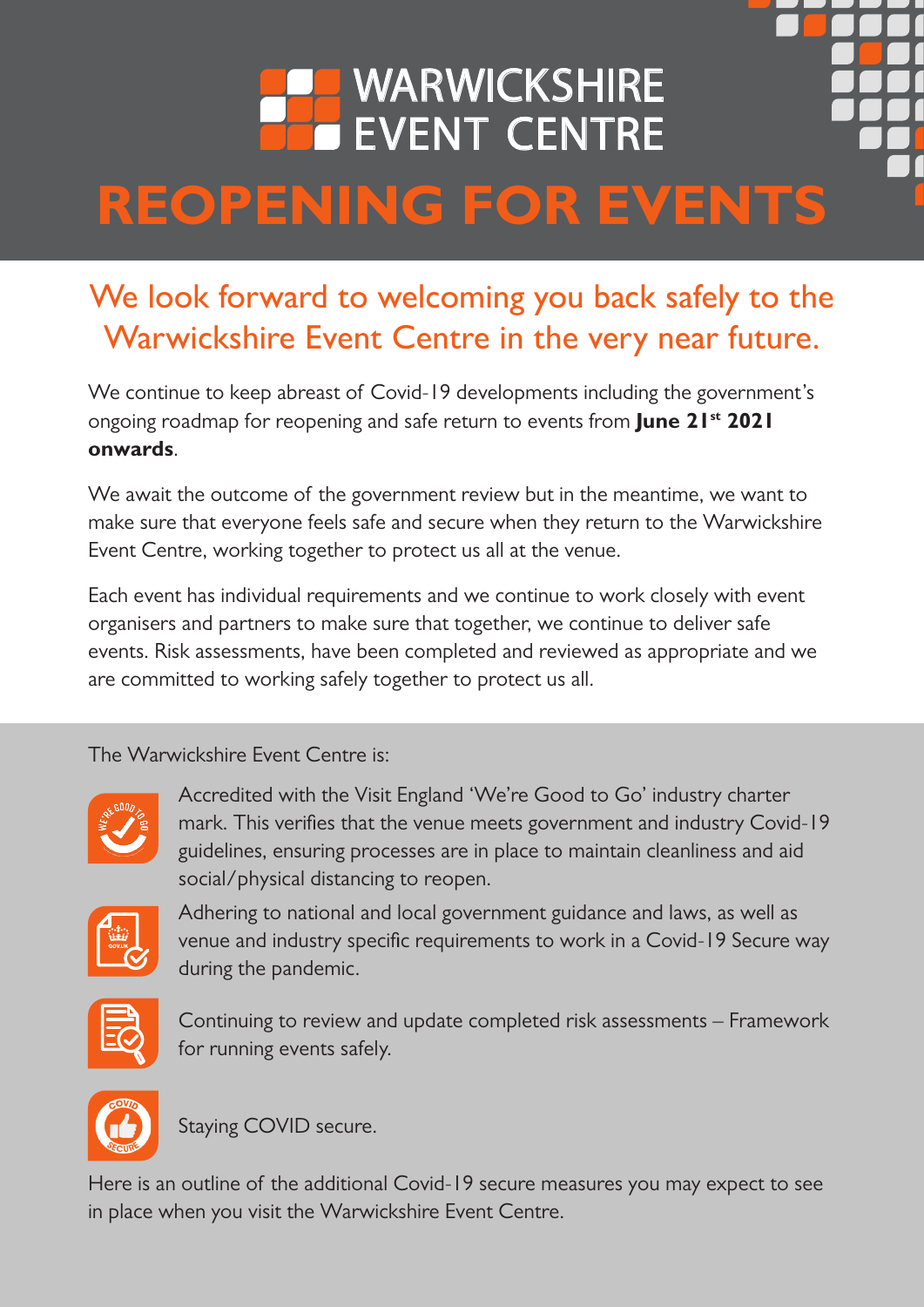# WARWICKSHIRE EVENT CENTRE

# REOPENING FOR EVENTS

## We look forward to welcoming you back safely to the Warwickshire Event Centre in the very near future.

We continue to keep abreast of Covid-19 developments including the government's ongoing roadmap for reopening and safe return to events from **June 21st 2021 onwards**.

We await the outcome of the government review but in the meantime, we want to make sure that everyone feels safe and secure when they return to the Warwickshire Event Centre, working together to protect us all at the venue.

Each event has individual requirements and we continue to work closely with event organisers and partners to make sure that together, we continue to deliver safe events. Risk assessments, have been completed and reviewed as appropriate and we are committed to working safely together to protect us all.

The Warwickshire Event Centre is:

- Accredited with the Visit England 'We're Good to Go' industry charter mark. This verifies that the venue meets government and industry Covid-19 guidelines, ensuring processes are in place to maintain cleanliness and aid social/physical distancing to reopen.
- Adhering to national and local government guidance and laws, as well as venue and industry specific requirements to work in a Covid-19 Secure way during the pandemic.
- Continuing to review and update completed risk assessments – Framework for running events safely.
- Staying COVID secure.

Here is an outline of the additional Covid-19 secure measures you may expect to see in place when you visit the Warwickshire Event Centre.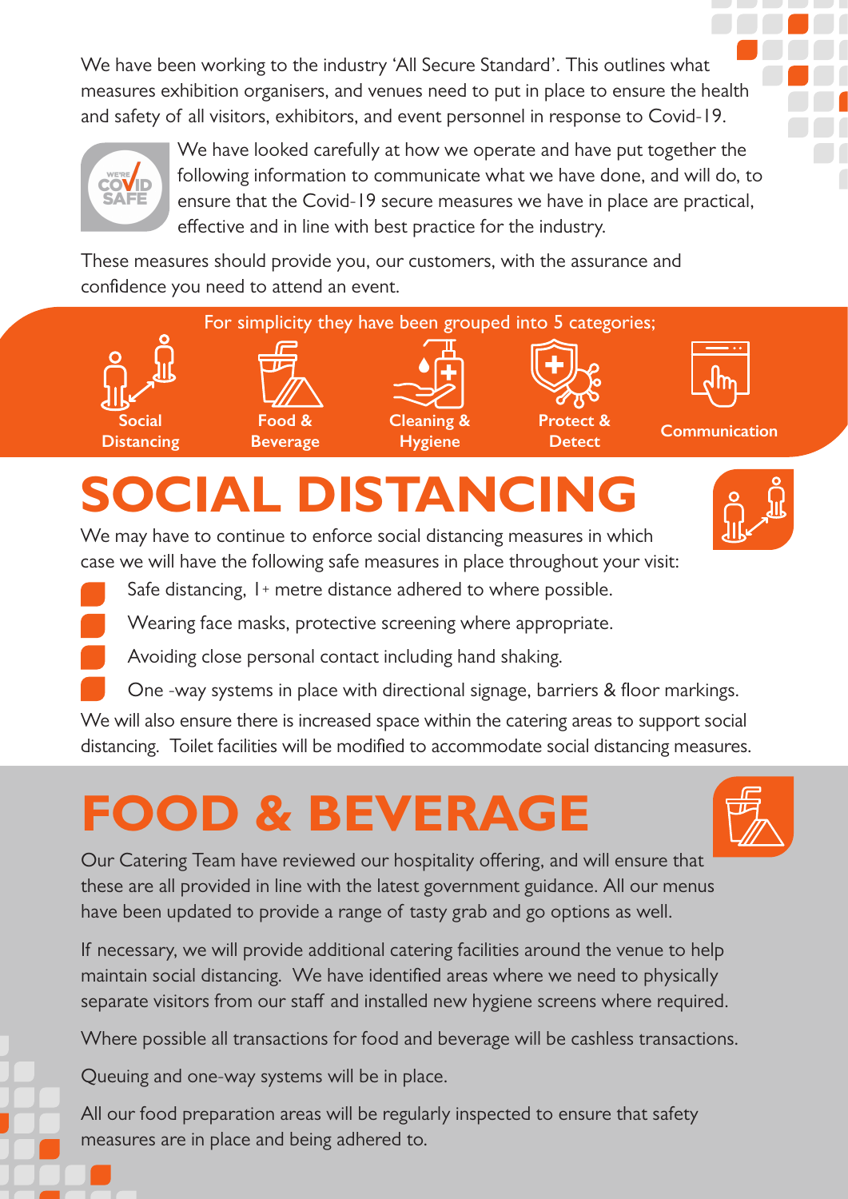We have been working to the industry 'All Secure Standard'. This outlines what measures exhibition organisers, and venues need to put in place to ensure the health and safety of all visitors, exhibitors, and event personnel in response to Covid-19.

We have looked carefully at how we operate and have put together the following information to communicate what we have done, and will do, to ensure that the Covid-19 secure measures we have in place are practical, effective and in line with best practice for the industry.

These measures should provide you, our customers, with the assurance and confidence you need to attend an event.

For simplicity they have been grouped into 5 categories;

- Social Distancing
- Food & Beverage
- Cleaning & Hygiene
- Protect & Detect
- Communication

# SOCIAL DISTANCING

We may have to continue to enforce social distancing measures in which case we will have the following safe measures in place throughout your visit:

- Safe distancing, 1+ metre distance adhered to where possible.
- Wearing face masks, protective screening where appropriate.
- Avoiding close personal contact including hand shaking.
- One -way systems in place with directional signage, barriers & floor markings.

We will also ensure there is increased space within the catering areas to support social distancing. Toilet facilities will be modified to accommodate social distancing measures.

# FOOD & BEVERAGE

Our Catering Team have reviewed our hospitality offering, and will ensure that these are all provided in line with the latest government guidance. All our menus have been updated to provide a range of tasty grab and go options as well.

If necessary, we will provide additional catering facilities around the venue to help maintain social distancing. We have identified areas where we need to physically separate visitors from our staff and installed new hygiene screens where required.

Where possible all transactions for food and beverage will be cashless transactions.

Queuing and one-way systems will be in place.

All our food preparation areas will be regularly inspected to ensure that safety measures are in place and being adhered to.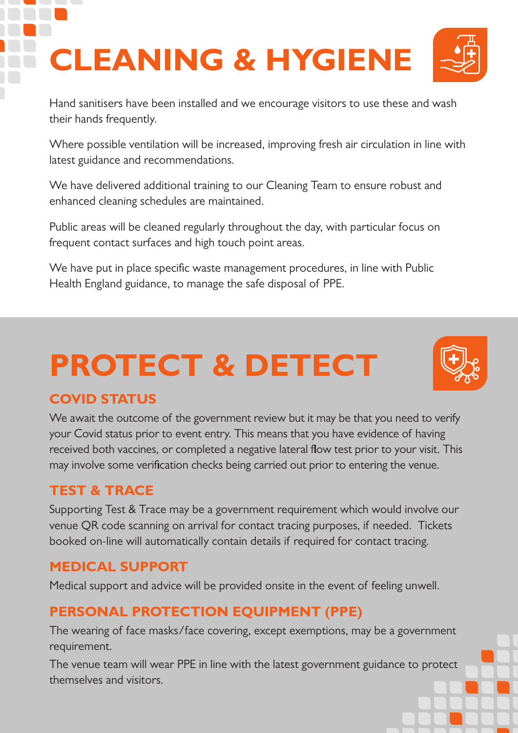# CLEANING & HYGIENE

Hand sanitisers have been installed and we encourage visitors to use these and wash their hands frequently.

Where possible ventilation will be increased, improving fresh air circulation in line with latest guidance and recommendations.

We have delivered additional training to our Cleaning Team to ensure robust and enhanced cleaning schedules are maintained.

Public areas will be cleaned regularly throughout the day, with particular focus on frequent contact surfaces and high touch point areas.

We have put in place specific waste management procedures, in line with Public Health England guidance, to manage the safe disposal of PPE.

# PROTECT & DETECT

## COVID STATUS

We await the outcome of the government review but it may be that you need to verify your Covid status prior to event entry. This means that you have evidence of having received both vaccines, or completed a negative lateral flow test prior to your visit. This may involve some verification checks being carried out prior to entering the venue.

## TEST & TRACE

Supporting Test & Trace may be a government requirement which would involve our venue QR code scanning on arrival for contact tracing purposes, if needed. Tickets booked on-line will automatically contain details if required for contact tracing.

## MEDICAL SUPPORT

Medical support and advice will be provided onsite in the event of feeling unwell.

## PERSONAL PROTECTION EQUIPMENT (PPE)

The wearing of face masks/face covering, except exemptions, may be a government requirement.

The venue team will wear PPE in line with the latest government guidance to protect themselves and visitors.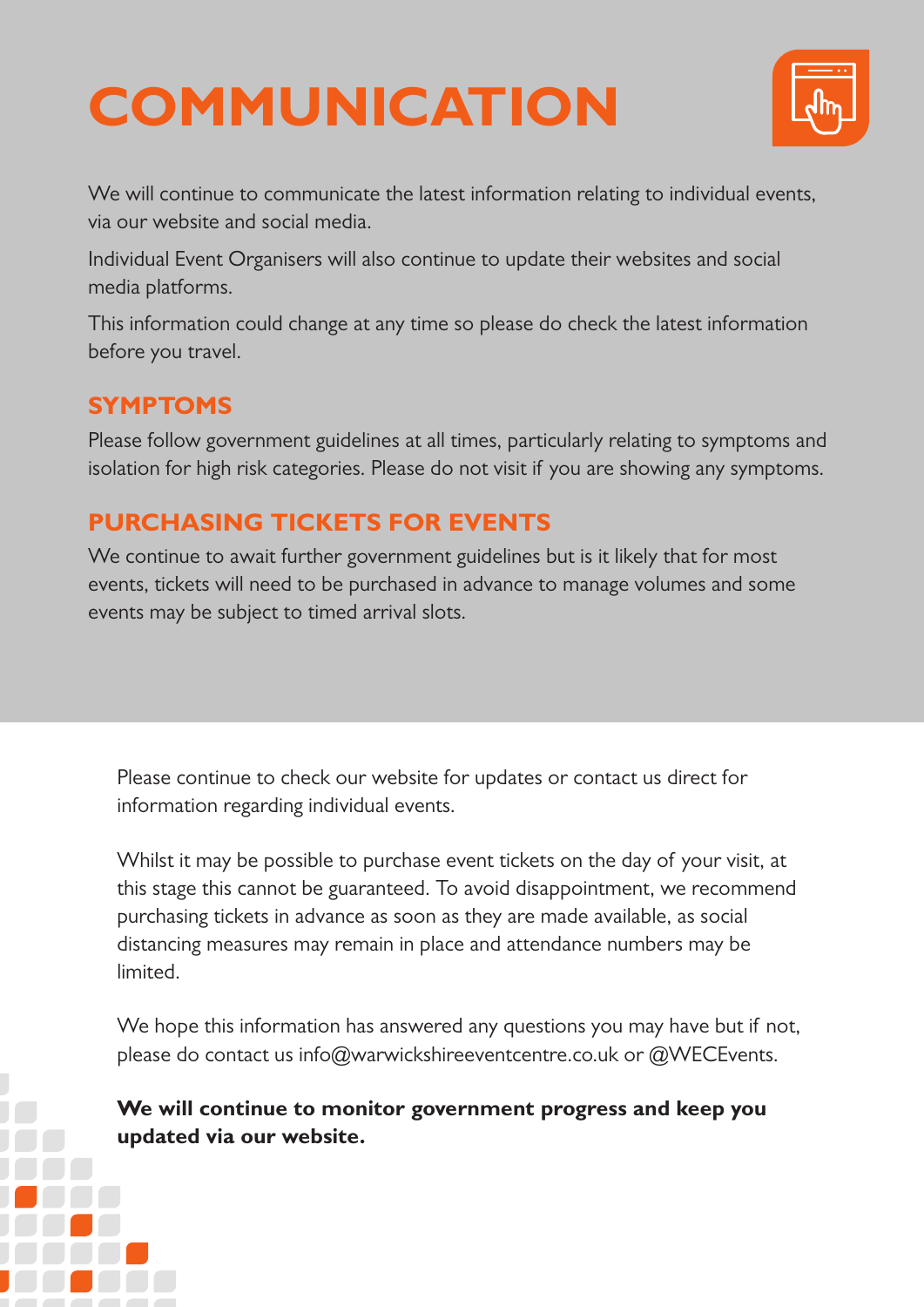# COMMUNICATION

We will continue to communicate the latest information relating to individual events, via our website and social media.

Individual Event Organisers will also continue to update their websites and social media platforms.

This information could change at any time so please do check the latest information before you travel.

## SYMPTOMS

Please follow government guidelines at all times, particularly relating to symptoms and isolation for high risk categories. Please do not visit if you are showing any symptoms.

## PURCHASING TICKETS FOR EVENTS

We continue to await further government guidelines but is it likely that for most events, tickets will need to be purchased in advance to manage volumes and some events may be subject to timed arrival slots.

Please continue to check our website for updates or contact us direct for information regarding individual events.

Whilst it may be possible to purchase event tickets on the day of your visit, at this stage this cannot be guaranteed. To avoid disappointment, we recommend purchasing tickets in advance as soon as they are made available, as social distancing measures may remain in place and attendance numbers may be limited.

We hope this information has answered any questions you may have but if not, please do contact us info@warwickshireeventcentre.co.uk or @WECEvents.

**We will continue to monitor government progress and keep you updated via our website.**